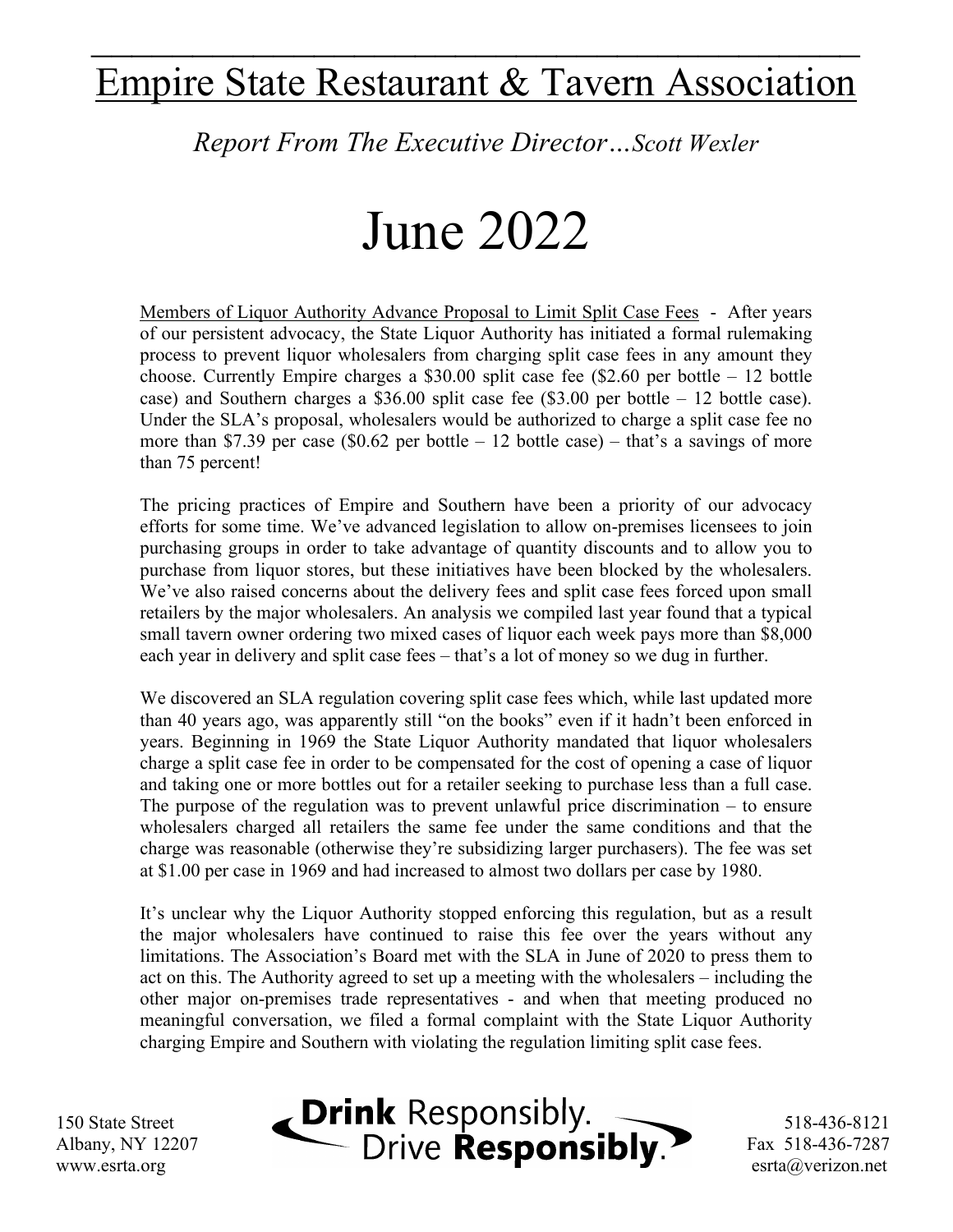# Empire State Restaurant & Tavern Association

*Report From The Executive Director…Scott Wexler*

# June 2022

Members of Liquor Authority Advance Proposal to Limit Split Case Fees - After years of our persistent advocacy, the State Liquor Authority has initiated a formal rulemaking process to prevent liquor wholesalers from charging split case fees in any amount they choose. Currently Empire charges a $30.00 split case fee ($2.60 per bottle – 12 bottle case) and Southern charges a $36.00 split case fee ($3.00 per bottle – 12 bottle case). Under the SLA's proposal, wholesalers would be authorized to charge a split case fee no more than $7.39 per case ($0.62 per bottle – 12 bottle case) – that's a savings of more than 75 percent!

The pricing practices of Empire and Southern have been a priority of our advocacy efforts for some time. We've advanced legislation to allow on-premises licensees to join purchasing groups in order to take advantage of quantity discounts and to allow you to purchase from liquor stores, but these initiatives have been blocked by the wholesalers. We've also raised concerns about the delivery fees and split case fees forced upon small retailers by the major wholesalers. An analysis we compiled last year found that a typical small tavern owner ordering two mixed cases of liquor each week pays more than $8,000 each year in delivery and split case fees – that's a lot of money so we dug in further.

We discovered an SLA regulation covering split case fees which, while last updated more than 40 years ago, was apparently still "on the books" even if it hadn't been enforced in years. Beginning in 1969 the State Liquor Authority mandated that liquor wholesalers charge a split case fee in order to be compensated for the cost of opening a case of liquor and taking one or more bottles out for a retailer seeking to purchase less than a full case. The purpose of the regulation was to prevent unlawful price discrimination – to ensure wholesalers charged all retailers the same fee under the same conditions and that the charge was reasonable (otherwise they're subsidizing larger purchasers). The fee was set at $1.00 per case in 1969 and had increased to almost two dollars per case by 1980.

It's unclear why the Liquor Authority stopped enforcing this regulation, but as a result the major wholesalers have continued to raise this fee over the years without any limitations. The Association's Board met with the SLA in June of 2020 to press them to act on this. The Authority agreed to set up a meeting with the wholesalers – including the other major on-premises trade representatives - and when that meeting produced no meaningful conversation, we filed a formal complaint with the State Liquor Authority charging Empire and Southern with violating the regulation limiting split case fees.

150 State Street
Albany, NY 12207
www.esrta.org

**Drink** Responsibly. Drive **Responsibly**.

518-436-8121
Fax 518-436-7287
esrta@verizon.net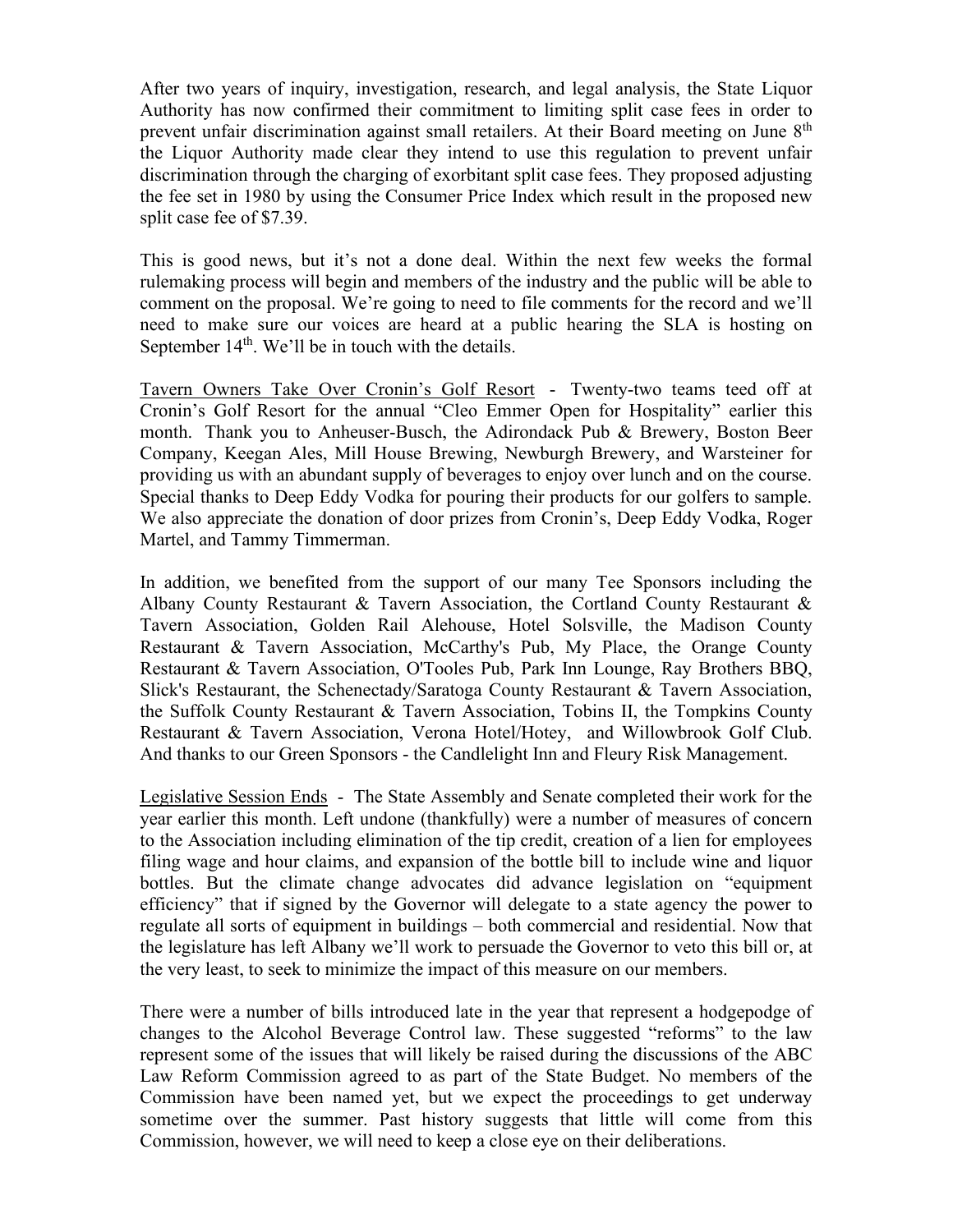After two years of inquiry, investigation, research, and legal analysis, the State Liquor Authority has now confirmed their commitment to limiting split case fees in order to prevent unfair discrimination against small retailers. At their Board meeting on June 8th the Liquor Authority made clear they intend to use this regulation to prevent unfair discrimination through the charging of exorbitant split case fees. They proposed adjusting the fee set in 1980 by using the Consumer Price Index which result in the proposed new split case fee of $7.39.

This is good news, but it's not a done deal. Within the next few weeks the formal rulemaking process will begin and members of the industry and the public will be able to comment on the proposal. We're going to need to file comments for the record and we'll need to make sure our voices are heard at a public hearing the SLA is hosting on September 14th. We'll be in touch with the details.

<u>Tavern Owners Take Over Cronin's Golf Resort</u> - Twenty-two teams teed off at Cronin's Golf Resort for the annual "Cleo Emmer Open for Hospitality" earlier this month. Thank you to Anheuser-Busch, the Adirondack Pub & Brewery, Boston Beer Company, Keegan Ales, Mill House Brewing, Newburgh Brewery, and Warsteiner for providing us with an abundant supply of beverages to enjoy over lunch and on the course. Special thanks to Deep Eddy Vodka for pouring their products for our golfers to sample. We also appreciate the donation of door prizes from Cronin's, Deep Eddy Vodka, Roger Martel, and Tammy Timmerman.

In addition, we benefited from the support of our many Tee Sponsors including the Albany County Restaurant & Tavern Association, the Cortland County Restaurant & Tavern Association, Golden Rail Alehouse, Hotel Solsville, the Madison County Restaurant & Tavern Association, McCarthy's Pub, My Place, the Orange County Restaurant & Tavern Association, O'Tooles Pub, Park Inn Lounge, Ray Brothers BBQ, Slick's Restaurant, the Schenectady/Saratoga County Restaurant & Tavern Association, the Suffolk County Restaurant & Tavern Association, Tobins II, the Tompkins County Restaurant & Tavern Association, Verona Hotel/Hotey, and Willowbrook Golf Club. And thanks to our Green Sponsors - the Candlelight Inn and Fleury Risk Management.

<u>Legislative Session Ends</u> - The State Assembly and Senate completed their work for the year earlier this month. Left undone (thankfully) were a number of measures of concern to the Association including elimination of the tip credit, creation of a lien for employees filing wage and hour claims, and expansion of the bottle bill to include wine and liquor bottles. But the climate change advocates did advance legislation on "equipment efficiency" that if signed by the Governor will delegate to a state agency the power to regulate all sorts of equipment in buildings – both commercial and residential. Now that the legislature has left Albany we'll work to persuade the Governor to veto this bill or, at the very least, to seek to minimize the impact of this measure on our members.

There were a number of bills introduced late in the year that represent a hodgepodge of changes to the Alcohol Beverage Control law. These suggested "reforms" to the law represent some of the issues that will likely be raised during the discussions of the ABC Law Reform Commission agreed to as part of the State Budget. No members of the Commission have been named yet, but we expect the proceedings to get underway sometime over the summer. Past history suggests that little will come from this Commission, however, we will need to keep a close eye on their deliberations.